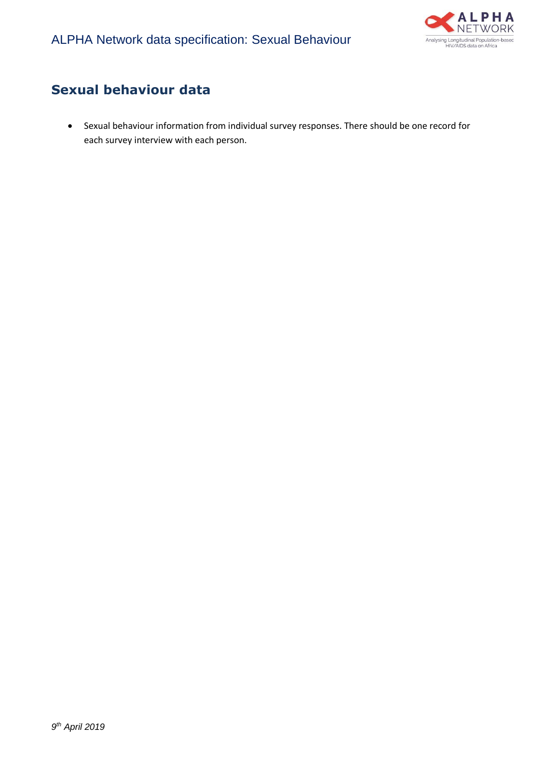# ALPHA Network data specification: Sexual Behaviour

## Sexual behaviour data

- Sexual behaviour information from individual survey responses. There should be one record for each survey interview with each person.

*9th April 2019*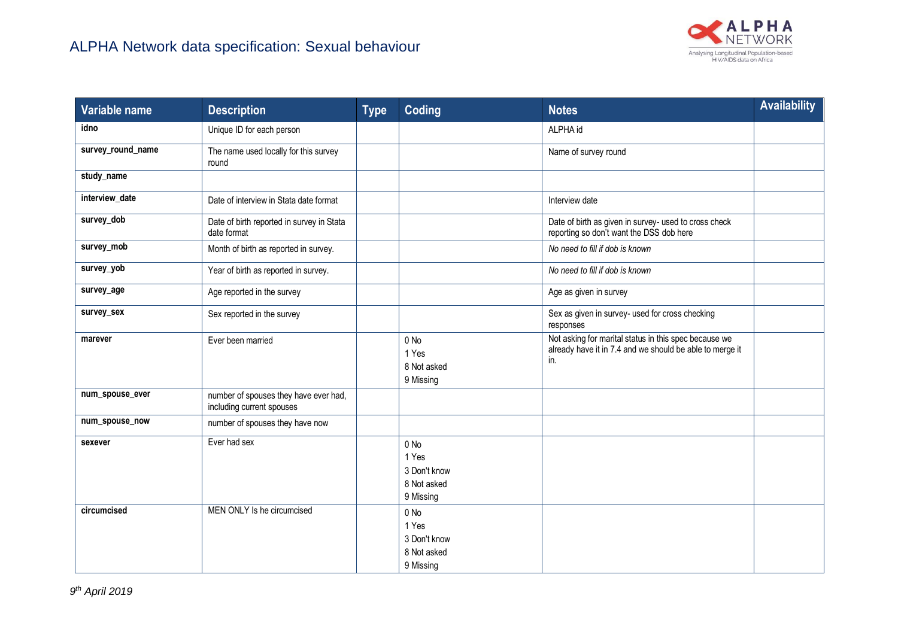# ALPHA Network data specification: Sexual behaviour

| Variable name | Description | Type | Coding | Notes | Availability |
|---|---|---|---|---|---|
| **idno** | Unique ID for each person | | | ALPHA id | |
| **survey_round_name** | The name used locally for this survey round | | | Name of survey round | |
| **study_name** | | | | | |
| **interview_date** | Date of interview in Stata date format | | | Interview date | |
| **survey_dob** | Date of birth reported in survey in Stata date format | | | Date of birth as given in survey- used to cross check reporting so don't want the DSS dob here | |
| **survey_mob** | Month of birth as reported in survey. | | | *No need to fill if dob is known* | |
| **survey_yob** | Year of birth as reported in survey. | | | *No need to fill if dob is known* | |
| **survey_age** | Age reported in the survey | | | Age as given in survey | |
| **survey_sex** | Sex reported in the survey | | | Sex as given in survey- used for cross checking responses | |
| **marever** | Ever been married | | 0 No<br>1 Yes<br>8 Not asked<br>9 Missing | Not asking for marital status in this spec because we already have it in 7.4 and we should be able to merge it in. | |
| **num_spouse_ever** | number of spouses they have ever had, including current spouses | | | | |
| **num_spouse_now** | number of spouses they have now | | | | |
| **sexever** | Ever had sex | | 0 No<br>1 Yes<br>3 Don't know<br>8 Not asked<br>9 Missing | | |
| **circumcised** | MEN ONLY Is he circumcised | | 0 No<br>1 Yes<br>3 Don't know<br>8 Not asked<br>9 Missing | | |

*9th April 2019*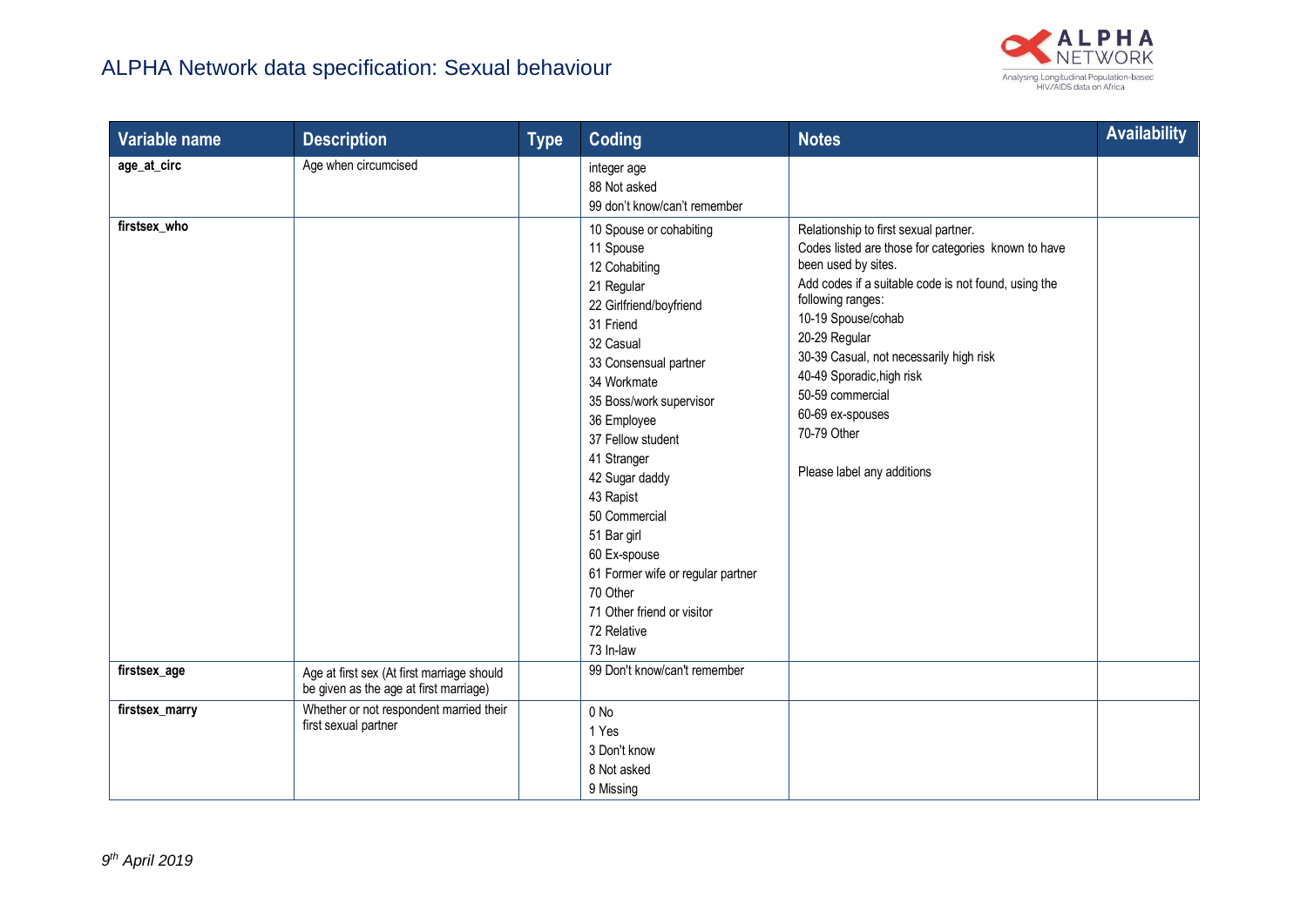| Variable name | Description | Type | Coding | Notes | Availability |
| --- | --- | --- | --- | --- | --- |
| **age_at_circ** | Age when circumcised | | integer age<br>88 Not asked<br>99 don't know/can't remember | | |
| **firstsex_who** | | | 10 Spouse or cohabiting<br>11 Spouse<br>12 Cohabiting<br>21 Regular<br>22 Girlfriend/boyfriend<br>31 Friend<br>32 Casual<br>33 Consensual partner<br>34 Workmate<br>35 Boss/work supervisor<br>36 Employee<br>37 Fellow student<br>41 Stranger<br>42 Sugar daddy<br>43 Rapist<br>50 Commercial<br>51 Bar girl<br>60 Ex-spouse<br>61 Former wife or regular partner<br>70 Other<br>71 Other friend or visitor<br>72 Relative<br>73 In-law | Relationship to first sexual partner.<br>Codes listed are those for categories known to have been used by sites.<br>Add codes if a suitable code is not found, using the following ranges:<br>10-19 Spouse/cohab<br>20-29 Regular<br>30-39 Casual, not necessarily high risk<br>40-49 Sporadic,high risk<br>50-59 commercial<br>60-69 ex-spouses<br>70-79 Other<br><br>Please label any additions | |
| **firstsex_age** | Age at first sex (At first marriage should be given as the age at first marriage) | | 99 Don't know/can't remember | | |
| **firstsex_marry** | Whether or not respondent married their first sexual partner | | 0 No<br>1 Yes<br>3 Don't know<br>8 Not asked<br>9 Missing | | |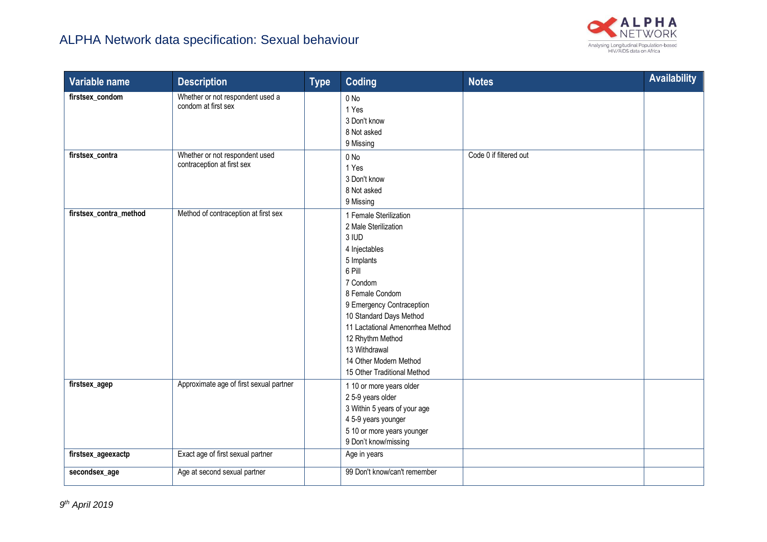| Variable name | Description | Type | Coding | Notes | Availability |
|---|---|---|---|---|---|
| **firstsex_condom** | Whether or not respondent used a condom at first sex | | 0 No<br>1 Yes<br>3 Don't know<br>8 Not asked<br>9 Missing | | |
| **firstsex_contra** | Whether or not respondent used contraception at first sex | | 0 No<br>1 Yes<br>3 Don't know<br>8 Not asked<br>9 Missing | Code 0 if filtered out | |
| **firstsex_contra_method** | Method of contraception at first sex | | 1 Female Sterilization<br>2 Male Sterilization<br>3 IUD<br>4 Injectables<br>5 Implants<br>6 Pill<br>7 Condom<br>8 Female Condom<br>9 Emergency Contraception<br>10 Standard Days Method<br>11 Lactational Amenorrhea Method<br>12 Rhythm Method<br>13 Withdrawal<br>14 Other Modern Method<br>15 Other Traditional Method | | |
| **firstsex_agep** | Approximate age of first sexual partner | | 1 10 or more years older<br>2 5-9 years older<br>3 Within 5 years of your age<br>4 5-9 years younger<br>5 10 or more years younger<br>9 Don't know/missing | | |
| **firstsex_ageexactp** | Exact age of first sexual partner | | Age in years | | |
| **secondsex_age** | Age at second sexual partner | | 99 Don't know/can't remember | | |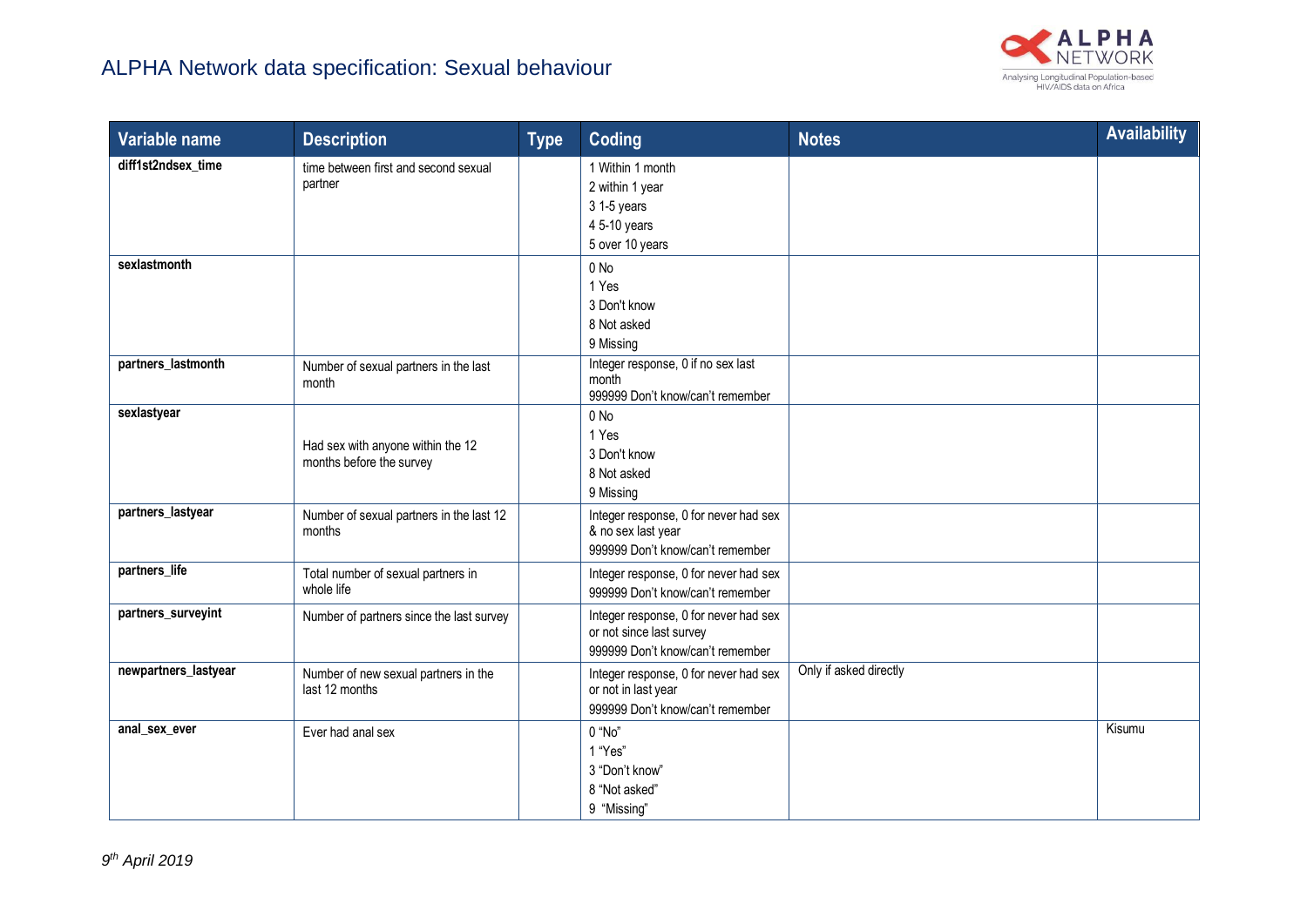| Variable name | Description | Type | Coding | Notes | Availability |
|---|---|---|---|---|---|
| **diff1st2ndsex_time** | time between first and second sexual partner | | 1 Within 1 month<br>2 within 1 year<br>3 1-5 years<br>4 5-10 years<br>5 over 10 years | | |
| **sexlastmonth** | | | 0 No<br>1 Yes<br>3 Don't know<br>8 Not asked<br>9 Missing | | |
| **partners_lastmonth** | Number of sexual partners in the last month | | Integer response, 0 if no sex last month<br>999999 Don't know/can't remember | | |
| **sexlastyear** | Had sex with anyone within the 12 months before the survey | | 0 No<br>1 Yes<br>3 Don't know<br>8 Not asked<br>9 Missing | | |
| **partners_lastyear** | Number of sexual partners in the last 12 months | | Integer response, 0 for never had sex & no sex last year<br>999999 Don't know/can't remember | | |
| **partners_life** | Total number of sexual partners in whole life | | Integer response, 0 for never had sex<br>999999 Don't know/can't remember | | |
| **partners_surveyint** | Number of partners since the last survey | | Integer response, 0 for never had sex or not since last survey<br>999999 Don't know/can't remember | | |
| **newpartners_lastyear** | Number of new sexual partners in the last 12 months | | Integer response, 0 for never had sex or not in last year<br>999999 Don't know/can't remember | Only if asked directly | |
| **anal_sex_ever** | Ever had anal sex | | 0 "No"<br>1 "Yes"<br>3 "Don't know"<br>8 "Not asked"<br>9 "Missing" | | Kisumu |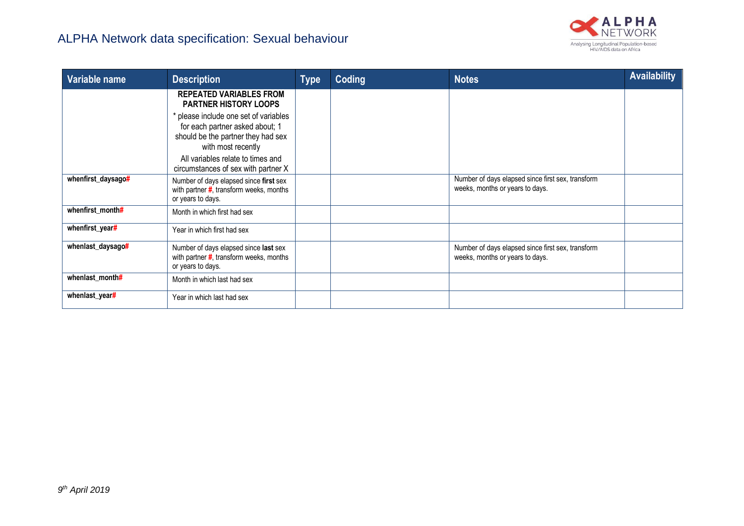| Variable name | Description | Type | Coding | Notes | Availability |
|---|---|---|---|---|---|
| | **REPEATED VARIABLES FROM PARTNER HISTORY LOOPS**<br>* please include one set of variables for each partner asked about; 1 should be the partner they had sex with most recently<br>All variables relate to times and circumstances of sex with partner X | | | | |
| **whenfirst_daysago#** | Number of days elapsed since **first** sex with partner #, transform weeks, months or years to days. | | | Number of days elapsed since first sex, transform weeks, months or years to days. | |
| **whenfirst_month#** | Month in which first had sex | | | | |
| **whenfirst_year#** | Year in which first had sex | | | | |
| **whenlast_daysago#** | Number of days elapsed since **last** sex with partner #, transform weeks, months or years to days. | | | Number of days elapsed since first sex, transform weeks, months or years to days. | |
| **whenlast_month#** | Month in which last had sex | | | | |
| **whenlast_year#** | Year in which last had sex | | | | |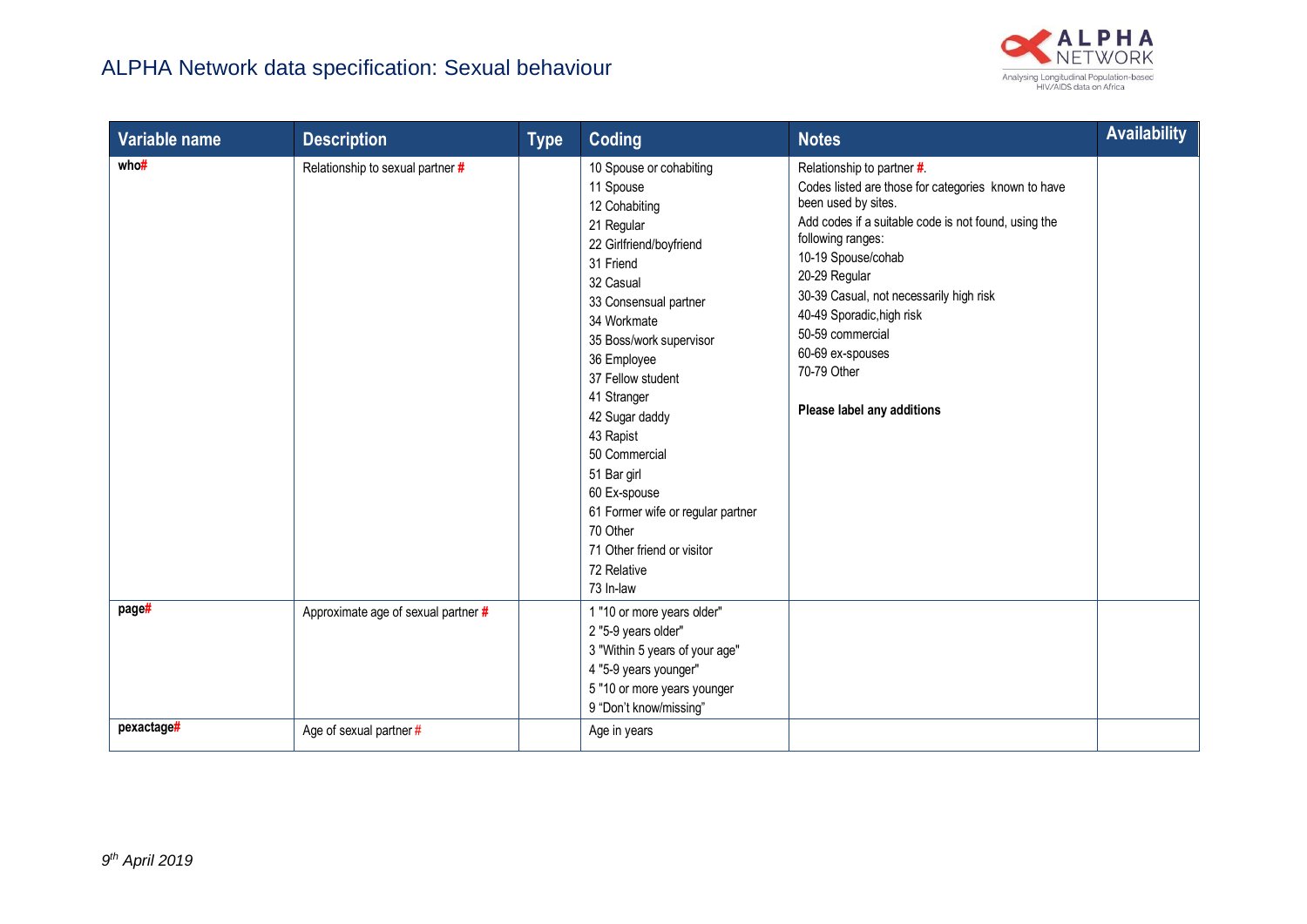| Variable name | Description | Type | Coding | Notes | Availability |
|---|---|---|---|---|---|
| **who#** | Relationship to sexual partner # | | 10 Spouse or cohabiting<br>11 Spouse<br>12 Cohabiting<br>21 Regular<br>22 Girlfriend/boyfriend<br>31 Friend<br>32 Casual<br>33 Consensual partner<br>34 Workmate<br>35 Boss/work supervisor<br>36 Employee<br>37 Fellow student<br>41 Stranger<br>42 Sugar daddy<br>43 Rapist<br>50 Commercial<br>51 Bar girl<br>60 Ex-spouse<br>61 Former wife or regular partner<br>70 Other<br>71 Other friend or visitor<br>72 Relative<br>73 In-law | Relationship to partner #.<br>Codes listed are those for categories known to have been used by sites.<br>Add codes if a suitable code is not found, using the following ranges:<br>10-19 Spouse/cohab<br>20-29 Regular<br>30-39 Casual, not necessarily high risk<br>40-49 Sporadic,high risk<br>50-59 commercial<br>60-69 ex-spouses<br>70-79 Other<br><br>**Please label any additions** | |
| **page#** | Approximate age of sexual partner # | | 1 "10 or more years older"<br>2 "5-9 years older"<br>3 "Within 5 years of your age"<br>4 "5-9 years younger"<br>5 "10 or more years younger<br>9 "Don't know/missing" | | |
| **pexactage#** | Age of sexual partner # | | Age in years | | |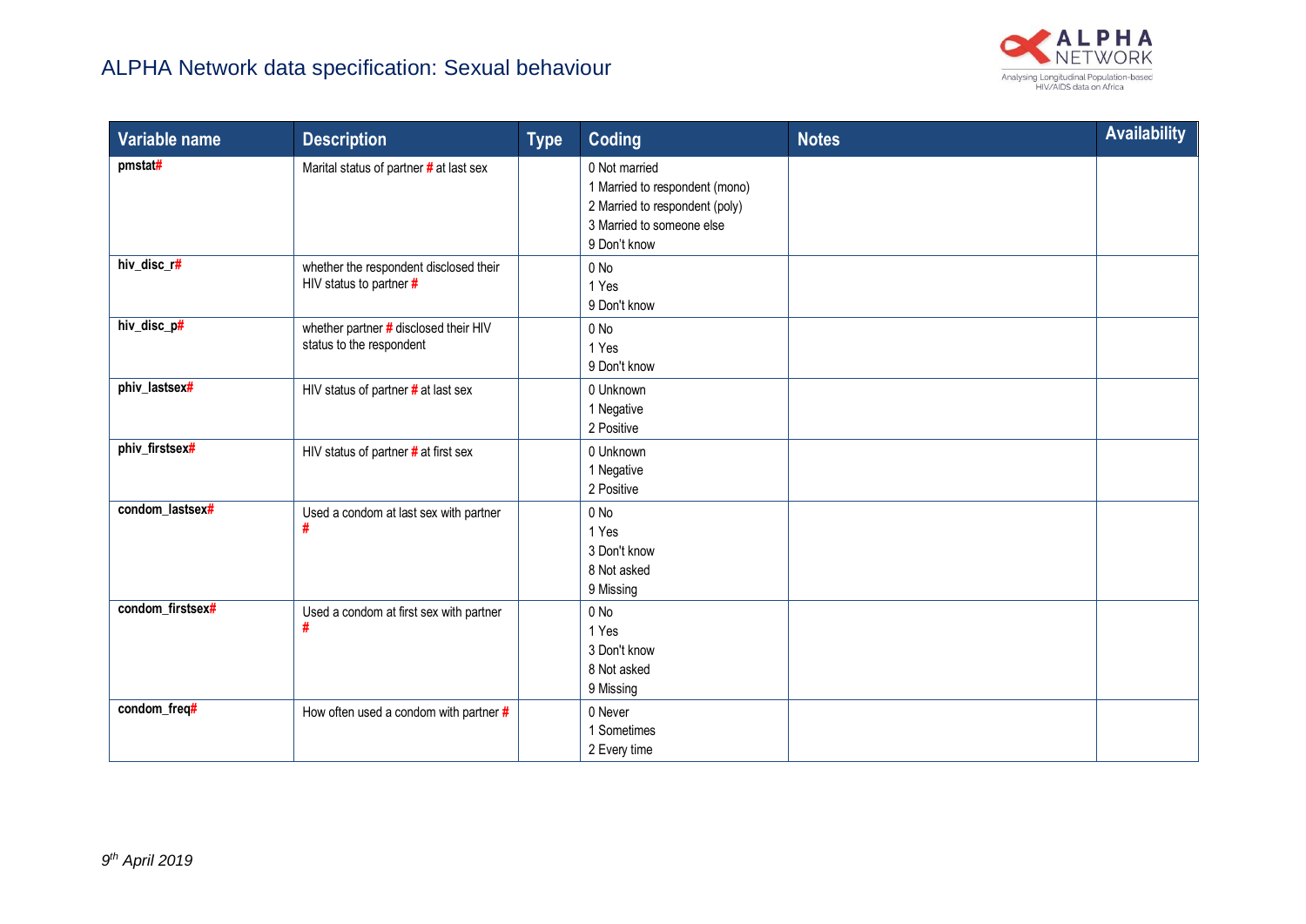| Variable name | Description | Type | Coding | Notes | Availability |
|---|---|---|---|---|---|
| **pmstat#** | Marital status of partner # at last sex | | 0 Not married<br>1 Married to respondent (mono)<br>2 Married to respondent (poly)<br>3 Married to someone else<br>9 Don't know | | |
| **hiv_disc_r#** | whether the respondent disclosed their HIV status to partner # | | 0 No<br>1 Yes<br>9 Don't know | | |
| **hiv_disc_p#** | whether partner # disclosed their HIV status to the respondent | | 0 No<br>1 Yes<br>9 Don't know | | |
| **phiv_lastsex#** | HIV status of partner # at last sex | | 0 Unknown<br>1 Negative<br>2 Positive | | |
| **phiv_firstsex#** | HIV status of partner # at first sex | | 0 Unknown<br>1 Negative<br>2 Positive | | |
| **condom_lastsex#** | Used a condom at last sex with partner # | | 0 No<br>1 Yes<br>3 Don't know<br>8 Not asked<br>9 Missing | | |
| **condom_firstsex#** | Used a condom at first sex with partner # | | 0 No<br>1 Yes<br>3 Don't know<br>8 Not asked<br>9 Missing | | |
| **condom_freq#** | How often used a condom with partner # | | 0 Never<br>1 Sometimes<br>2 Every time | | |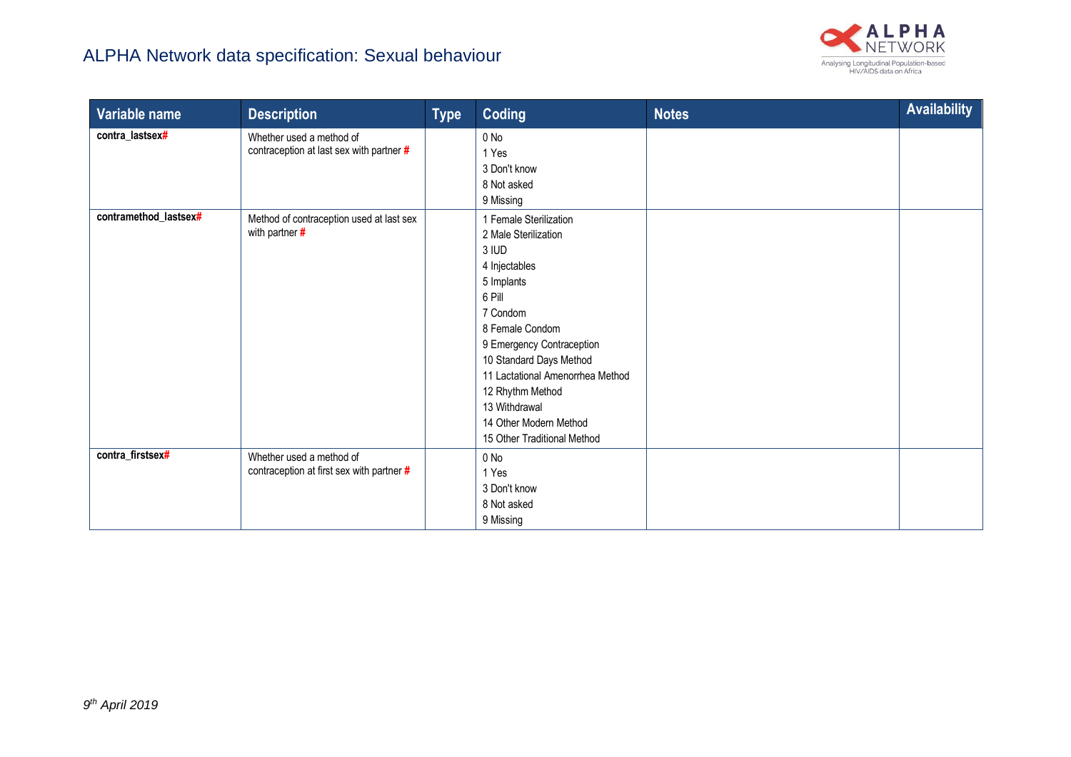| Variable name | Description | Type | Coding | Notes | Availability |
|---|---|---|---|---|---|
| **contra_lastsex#** | Whether used a method of contraception at last sex with partner # | | 0 No<br>1 Yes<br>3 Don't know<br>8 Not asked<br>9 Missing | | |
| **contramethod_lastsex#** | Method of contraception used at last sex with partner # | | 1 Female Sterilization<br>2 Male Sterilization<br>3 IUD<br>4 Injectables<br>5 Implants<br>6 Pill<br>7 Condom<br>8 Female Condom<br>9 Emergency Contraception<br>10 Standard Days Method<br>11 Lactational Amenorrhea Method<br>12 Rhythm Method<br>13 Withdrawal<br>14 Other Modern Method<br>15 Other Traditional Method | | |
| **contra_firstsex#** | Whether used a method of contraception at first sex with partner # | | 0 No<br>1 Yes<br>3 Don't know<br>8 Not asked<br>9 Missing | | |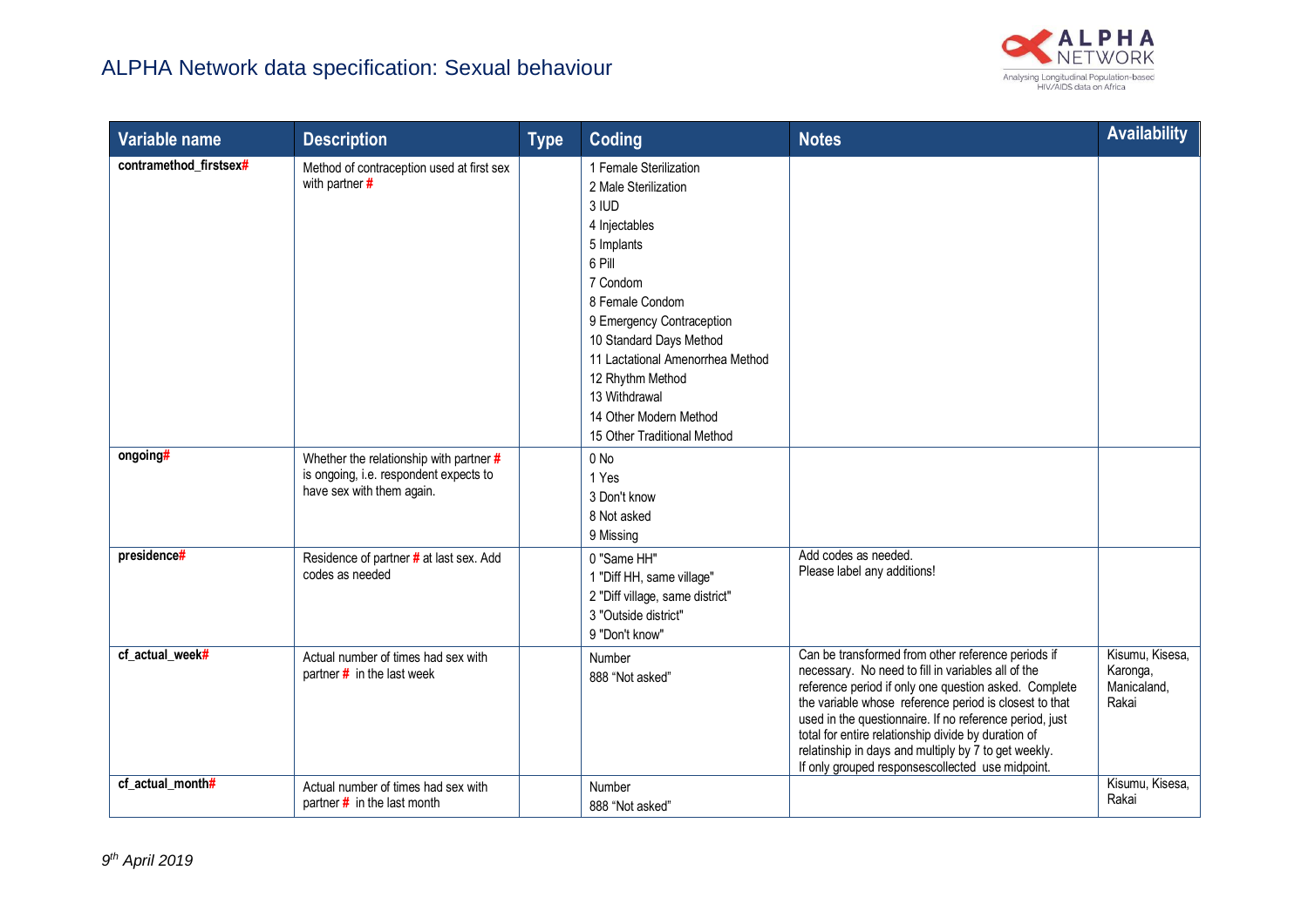# ALPHA Network data specification: Sexual behaviour

| Variable name | Description | Type | Coding | Notes | Availability |
|---|---|---|---|---|---|
| contramethod_firstsex# | Method of contraception used at first sex with partner # | | 1 Female Sterilization<br>2 Male Sterilization<br>3 IUD<br>4 Injectables<br>5 Implants<br>6 Pill<br>7 Condom<br>8 Female Condom<br>9 Emergency Contraception<br>10 Standard Days Method<br>11 Lactational Amenorrhea Method<br>12 Rhythm Method<br>13 Withdrawal<br>14 Other Modern Method<br>15 Other Traditional Method | | |
| ongoing# | Whether the relationship with partner # is ongoing, i.e. respondent expects to have sex with them again. | | 0 No<br>1 Yes<br>3 Don't know<br>8 Not asked<br>9 Missing | | |
| presidence# | Residence of partner # at last sex. Add codes as needed | | 0 "Same HH"<br>1 "Diff HH, same village"<br>2 "Diff village, same district"<br>3 "Outside district"<br>9 "Don't know" | Add codes as needed.<br>Please label any additions! | |
| cf_actual_week# | Actual number of times had sex with partner # in the last week | | Number<br>888 "Not asked" | Can be transformed from other reference periods if necessary. No need to fill in variables all of the reference period if only one question asked. Complete the variable whose reference period is closest to that used in the questionnaire. If no reference period, just total for entire relationship divide by duration of relatinship in days and multiply by 7 to get weekly. If only grouped responsescollected use midpoint. | Kisumu, Kisesa, Karonga, Manicaland, Rakai |
| cf_actual_month# | Actual number of times had sex with partner # in the last month | | Number<br>888 "Not asked" | | Kisumu, Kisesa, Rakai |

*9th April 2019*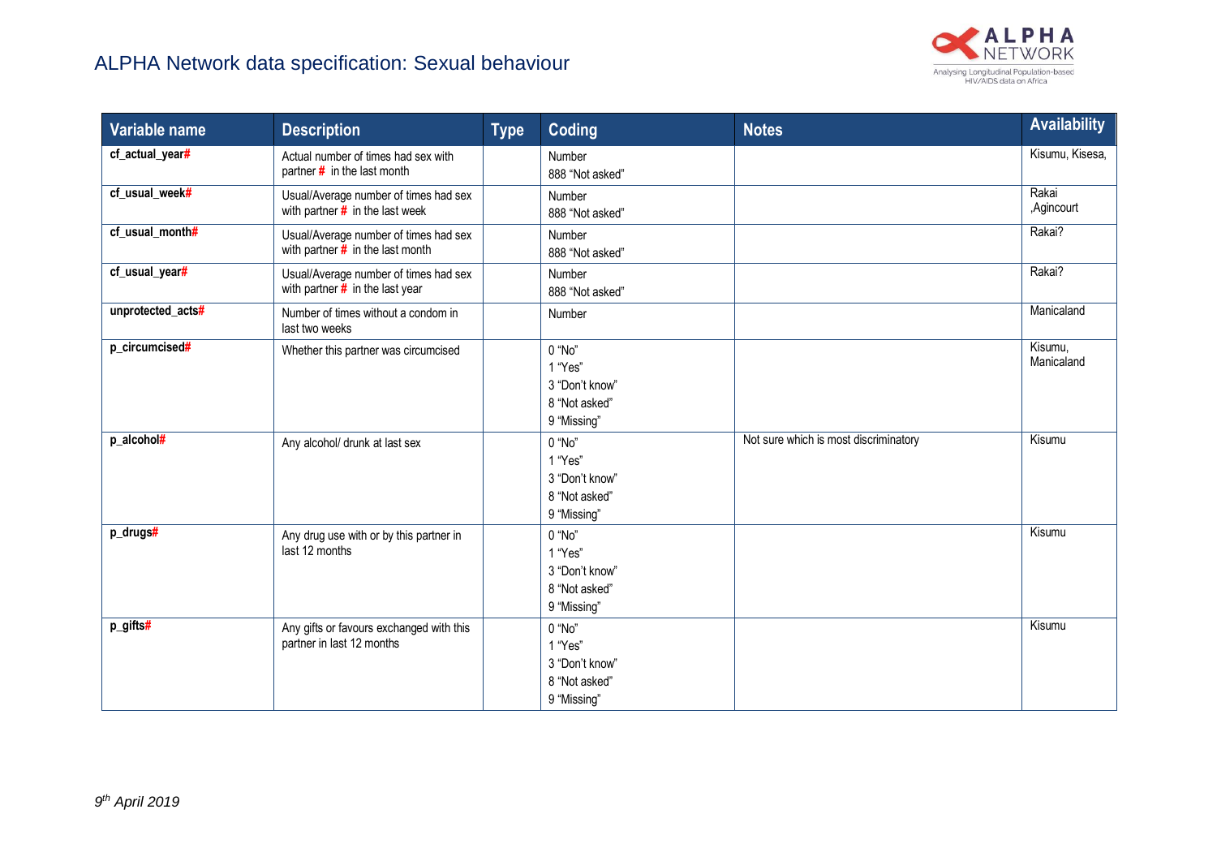| Variable name | Description | Type | Coding | Notes | Availability |
|---|---|---|---|---|---|
| **cf_actual_year#** | Actual number of times had sex with partner # in the last month | | Number<br>888 "Not asked" | | Kisumu, Kisesa, |
| **cf_usual_week#** | Usual/Average number of times had sex with partner # in the last week | | Number<br>888 "Not asked" | | Rakai ,Agincourt |
| **cf_usual_month#** | Usual/Average number of times had sex with partner # in the last month | | Number<br>888 "Not asked" | | Rakai? |
| **cf_usual_year#** | Usual/Average number of times had sex with partner # in the last year | | Number<br>888 "Not asked" | | Rakai? |
| **unprotected_acts#** | Number of times without a condom in last two weeks | | Number | | Manicaland |
| **p_circumcised#** | Whether this partner was circumcised | | 0 "No"<br>1 "Yes"<br>3 "Don't know"<br>8 "Not asked"<br>9 "Missing" | | Kisumu, Manicaland |
| **p_alcohol#** | Any alcohol/ drunk at last sex | | 0 "No"<br>1 "Yes"<br>3 "Don't know"<br>8 "Not asked"<br>9 "Missing" | Not sure which is most discriminatory | Kisumu |
| **p_drugs#** | Any drug use with or by this partner in last 12 months | | 0 "No"<br>1 "Yes"<br>3 "Don't know"<br>8 "Not asked"<br>9 "Missing" | | Kisumu |
| **p_gifts#** | Any gifts or favours exchanged with this partner in last 12 months | | 0 "No"<br>1 "Yes"<br>3 "Don't know"<br>8 "Not asked"<br>9 "Missing" | | Kisumu |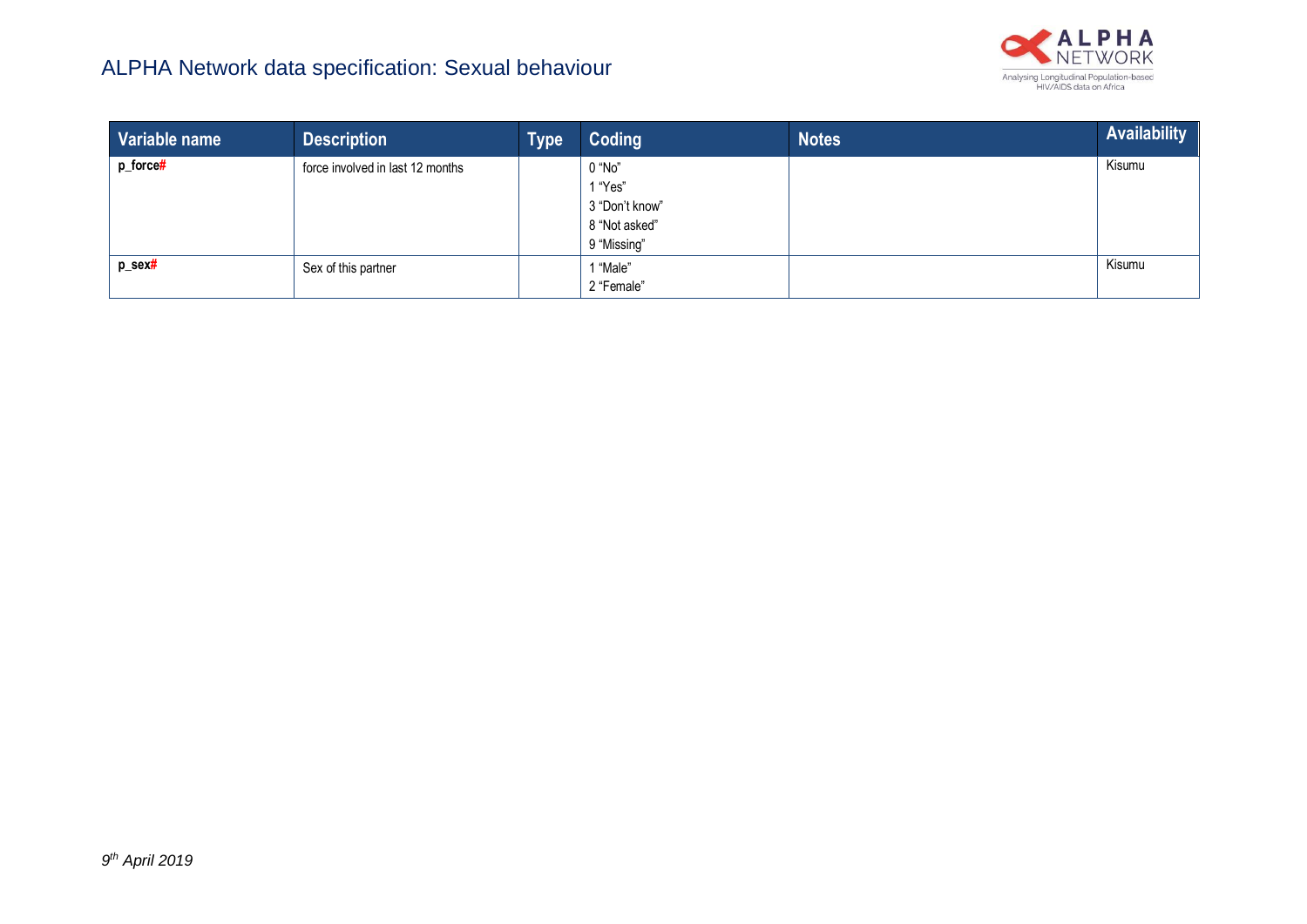| Variable name | Description | Type | Coding | Notes | Availability |
|---|---|---|---|---|---|
| **p_force#** | force involved in last 12 months | | 0 "No"<br>1 "Yes"<br>3 "Don't know"<br>8 "Not asked"<br>9 "Missing" | | Kisumu |
| **p_sex#** | Sex of this partner | | 1 "Male"<br>2 "Female" | | Kisumu |